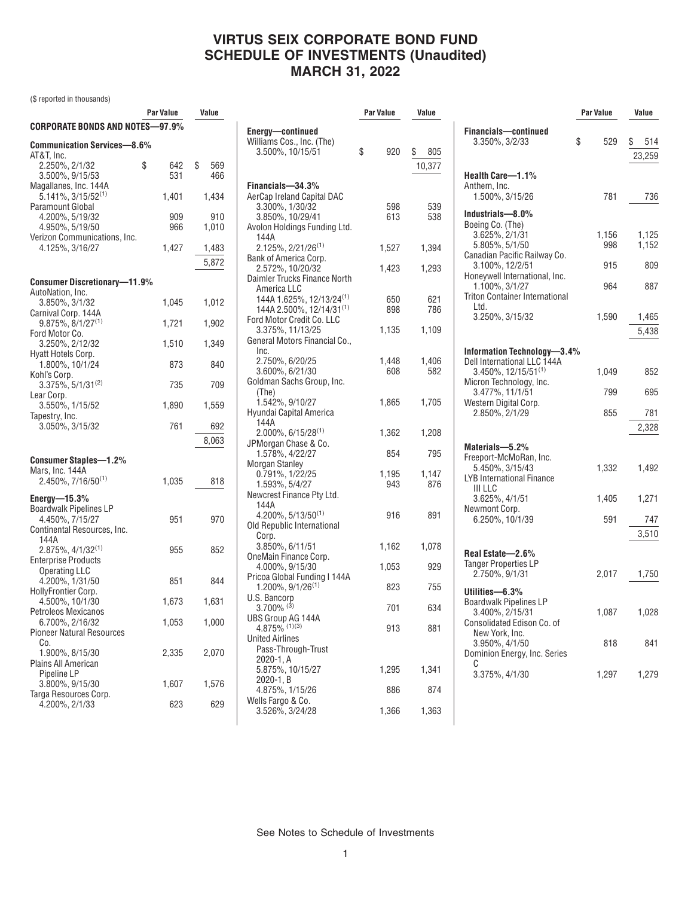# VIRTUS SEIX CORPORATE BOND FUND
## SCHEDULE OF INVESTMENTS (Unaudited)
## MARCH 31, 2022

($ reported in thousands)

| | Par Value | Value |
|---|---|---|
| **CORPORATE BONDS AND NOTES—97.9%** | | |
| **Communication Services—8.6%** | | |
| AT&T, Inc. | | |
| 2.250%, 2/1/32 | $ 642 | $ 569 |
| 3.500%, 9/15/53 | 531 | 466 |
| Magallanes, Inc. 144A | | |
| 5.141%, 3/15/52[(1)] | 1,401 | 1,434 |
| Paramount Global | | |
| 4.200%, 5/19/32 | 909 | 910 |
| 4.950%, 5/19/50 | 966 | 1,010 |
| Verizon Communications, Inc. | | |
| 4.125%, 3/16/27 | 1,427 | 1,483 |
| | | 5,872 |
| **Consumer Discretionary—11.9%** | | |
| AutoNation, Inc. | | |
| 3.850%, 3/1/32 | 1,045 | 1,012 |
| Carnival Corp. 144A | | |
| 9.875%, 8/1/27[(1)] | 1,721 | 1,902 |
| Ford Motor Co. | | |
| 3.250%, 2/12/32 | 1,510 | 1,349 |
| Hyatt Hotels Corp. | | |
| 1.800%, 10/1/24 | 873 | 840 |
| Kohl's Corp. | | |
| 3.375%, 5/1/31[(2)] | 735 | 709 |
| Lear Corp. | | |
| 3.550%, 1/15/52 | 1,890 | 1,559 |
| Tapestry, Inc. | | |
| 3.050%, 3/15/32 | 761 | 692 |
| | | 8,063 |
| **Consumer Staples—1.2%** | | |
| Mars, Inc. 144A | | |
| 2.450%, 7/16/50[(1)] | 1,035 | 818 |
| **Energy—15.3%** | | |
| Boardwalk Pipelines LP | | |
| 4.450%, 7/15/27 | 951 | 970 |
| Continental Resources, Inc. 144A | | |
| 2.875%, 4/1/32[(1)] | 955 | 852 |
| Enterprise Products Operating LLC | | |
| 4.200%, 1/31/50 | 851 | 844 |
| HollyFrontier Corp. | | |
| 4.500%, 10/1/30 | 1,673 | 1,631 |
| Petroleos Mexicanos | | |
| 6.700%, 2/16/32 | 1,053 | 1,000 |
| Pioneer Natural Resources Co. | | |
| 1.900%, 8/15/30 | 2,335 | 2,070 |
| Plains All American Pipeline LP | | |
| 3.800%, 9/15/30 | 1,607 | 1,576 |
| Targa Resources Corp. | | |
| 4.200%, 2/1/33 | 623 | 629 |
| **Energy—continued** | | |
| Williams Cos., Inc. (The) | | |
| 3.500%, 10/15/51 | $ 920 | $ 805 |
| | | 10,377 |
| **Financials—34.3%** | | |
| AerCap Ireland Capital DAC | | |
| 3.300%, 1/30/32 | 598 | 539 |
| 3.850%, 10/29/41 | 613 | 538 |
| Avolon Holdings Funding Ltd. 144A | | |
| 2.125%, 2/21/26[(1)] | 1,527 | 1,394 |
| Bank of America Corp. | | |
| 2.572%, 10/20/32 | 1,423 | 1,293 |
| Daimler Trucks Finance North America LLC | | |
| 144A 1.625%, 12/13/24[(1)] | 650 | 621 |
| 144A 2.500%, 12/14/31[(1)] | 898 | 786 |
| Ford Motor Credit Co. LLC | | |
| 3.375%, 11/13/25 | 1,135 | 1,109 |
| General Motors Financial Co., Inc. | | |
| 2.750%, 6/20/25 | 1,448 | 1,406 |
| 3.600%, 6/21/30 | 608 | 582 |
| Goldman Sachs Group, Inc. (The) | | |
| 1.542%, 9/10/27 | 1,865 | 1,705 |
| Hyundai Capital America 144A | | |
| 2.000%, 6/15/28[(1)] | 1,362 | 1,208 |
| JPMorgan Chase & Co. | | |
| 1.578%, 4/22/27 | 854 | 795 |
| Morgan Stanley | | |
| 0.791%, 1/22/25 | 1,195 | 1,147 |
| 1.593%, 5/4/27 | 943 | 876 |
| Newcrest Finance Pty Ltd. 144A | | |
| 4.200%, 5/13/50[(1)] | 916 | 891 |
| Old Republic International Corp. | | |
| 3.850%, 6/11/51 | 1,162 | 1,078 |
| OneMain Finance Corp. | | |
| 4.000%, 9/15/30 | 1,053 | 929 |
| Pricoa Global Funding I 144A | | |
| 1.200%, 9/1/26[(1)] | 823 | 755 |
| U.S. Bancorp | | |
| 3.700%[(3)] | 701 | 634 |
| UBS Group AG 144A | | |
| 4.875%[(1)(3)] | 913 | 881 |
| United Airlines Pass-Through-Trust | | |
| 2020-1, A 5.875%, 10/15/27 | 1,295 | 1,341 |
| 2020-1, B 4.875%, 1/15/26 | 886 | 874 |
| Wells Fargo & Co. | | |
| 3.526%, 3/24/28 | 1,366 | 1,363 |
| **Financials—continued** | | |
| 3.350%, 3/2/33 | $ 529 | $ 514 |
| | | 23,259 |
| **Health Care—1.1%** | | |
| Anthem, Inc. | | |
| 1.500%, 3/15/26 | 781 | 736 |
| **Industrials—8.0%** | | |
| Boeing Co. (The) | | |
| 3.625%, 2/1/31 | 1,156 | 1,125 |
| 5.805%, 5/1/50 | 998 | 1,152 |
| Canadian Pacific Railway Co. | | |
| 3.100%, 12/2/51 | 915 | 809 |
| Honeywell International, Inc. | | |
| 1.100%, 3/1/27 | 964 | 887 |
| Triton Container International Ltd. | | |
| 3.250%, 3/15/32 | 1,590 | 1,465 |
| | | 5,438 |
| **Information Technology—3.4%** | | |
| Dell International LLC 144A | | |
| 3.450%, 12/15/51[(1)] | 1,049 | 852 |
| Micron Technology, Inc. | | |
| 3.477%, 11/1/51 | 799 | 695 |
| Western Digital Corp. | | |
| 2.850%, 2/1/29 | 855 | 781 |
| | | 2,328 |
| **Materials—5.2%** | | |
| Freeport-McMoRan, Inc. | | |
| 5.450%, 3/15/43 | 1,332 | 1,492 |
| LYB International Finance III LLC | | |
| 3.625%, 4/1/51 | 1,405 | 1,271 |
| Newmont Corp. | | |
| 6.250%, 10/1/39 | 591 | 747 |
| | | 3,510 |
| **Real Estate—2.6%** | | |
| Tanger Properties LP | | |
| 2.750%, 9/1/31 | 2,017 | 1,750 |
| **Utilities—6.3%** | | |
| Boardwalk Pipelines LP | | |
| 3.400%, 2/15/31 | 1,087 | 1,028 |
| Consolidated Edison Co. of New York, Inc. | | |
| 3.950%, 4/1/50 | 818 | 841 |
| Dominion Energy, Inc. Series C | | |
| 3.375%, 4/1/30 | 1,297 | 1,279 |

See Notes to Schedule of Investments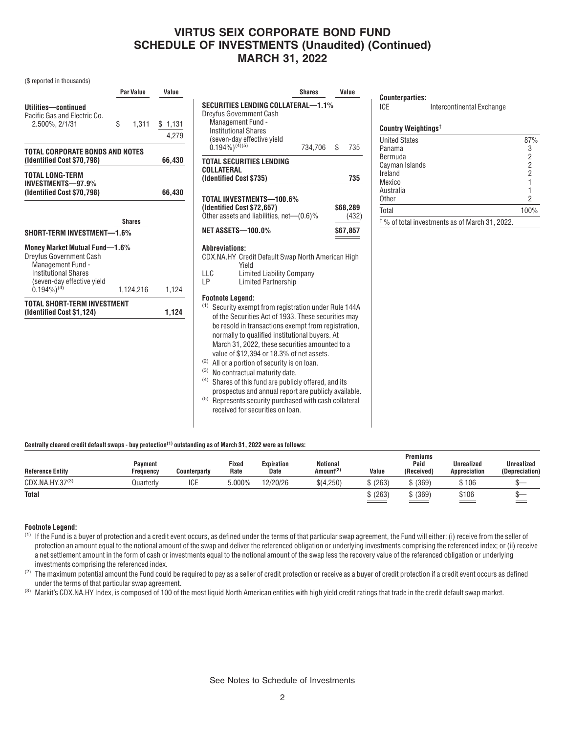# VIRTUS SEIX CORPORATE BOND FUND
# SCHEDULE OF INVESTMENTS (Unaudited) (Continued)
# MARCH 31, 2022

($ reported in thousands)

| | Par Value | Value |
|---|---|---|
| **Utilities—continued** | | |
| Pacific Gas and Electric Co. 2.500%, 2/1/31 | $ 1,311 | $ 1,131 |
| | | 4,279 |
| **TOTAL CORPORATE BONDS AND NOTES (Identified Cost $70,798)** | | **66,430** |
| **TOTAL LONG-TERM INVESTMENTS—97.9% (Identified Cost $70,798)** | | **66,430** |

| | Shares | Value |
|---|---|---|
| **SHORT-TERM INVESTMENT—1.6%** | | |
| **Money Market Mutual Fund—1.6%** | | |
| Dreyfus Government Cash Management Fund - Institutional Shares (seven-day effective yield 0.194%)[(4)] | 1,124,216 | 1,124 |
| **TOTAL SHORT-TERM INVESTMENT (Identified Cost $1,124)** | | **1,124** |

| | Shares | Value |
|---|---|---|
| **SECURITIES LENDING COLLATERAL—1.1%** | | |
| Dreyfus Government Cash Management Fund - Institutional Shares (seven-day effective yield 0.194%)[(4)(5)] | 734,706 | $ 735 |
| **TOTAL SECURITIES LENDING COLLATERAL (Identified Cost $735)** | | **735** |
| **TOTAL INVESTMENTS—100.6% (Identified Cost $72,657)** | | **$68,289** |
| Other assets and liabilities, net—(0.6)% | | (432) |
| **NET ASSETS—100.0%** | | **$67,857** |

**Abbreviations:**

CDX.NA.HY Credit Default Swap North American High Yield
LLC Limited Liability Company
LP Limited Partnership

**Footnote Legend:**

(1) Security exempt from registration under Rule 144A of the Securities Act of 1933. These securities may be resold in transactions exempt from registration, normally to qualified institutional buyers. At March 31, 2022, these securities amounted to a value of $12,394 or 18.3% of net assets.
(2) All or a portion of security is on loan.
(3) No contractual maturity date.
(4) Shares of this fund are publicly offered, and its prospectus and annual report are publicly available.
(5) Represents security purchased with cash collateral received for securities on loan.

**Counterparties:**

ICE Intercontinental Exchange

**Country Weightings†**

| | |
|---|---|
| United States | 87% |
| Panama | 3 |
| Bermuda | 2 |
| Cayman Islands | 2 |
| Ireland | 2 |
| Mexico | 1 |
| Australia | 1 |
| Other | 2 |
| Total | 100% |

† % of total investments as of March 31, 2022.

**Centrally cleared credit default swaps - buy protection[(1)] outstanding as of March 31, 2022 were as follows:**

| Reference Entity | Payment Frequency | Counterparty | Fixed Rate | Expiration Date | Notional Amount[(2)] | Value | Premiums Paid (Received) | Unrealized Appreciation | Unrealized (Depreciation) |
|---|---|---|---|---|---|---|---|---|---|
| CDX.NA.HY.37[(3)] | Quarterly | ICE | 5.000% | 12/20/26 | $(4,250) | $ (263) | $ (369) | $ 106 | $— |
| **Total** | | | | | | $ (263) | $ (369) | $106 | $— |

**Footnote Legend:**

(1) If the Fund is a buyer of protection and a credit event occurs, as defined under the terms of that particular swap agreement, the Fund will either: (i) receive from the seller of protection an amount equal to the notional amount of the swap and deliver the referenced obligation or underlying investments comprising the referenced index; or (ii) receive a net settlement amount in the form of cash or investments equal to the notional amount of the swap less the recovery value of the referenced obligation or underlying investments comprising the referenced index.
(2) The maximum potential amount the Fund could be required to pay as a seller of credit protection or receive as a buyer of credit protection if a credit event occurs as defined under the terms of that particular swap agreement.
(3) Markit's CDX.NA.HY Index, is composed of 100 of the most liquid North American entities with high yield credit ratings that trade in the credit default swap market.

See Notes to Schedule of Investments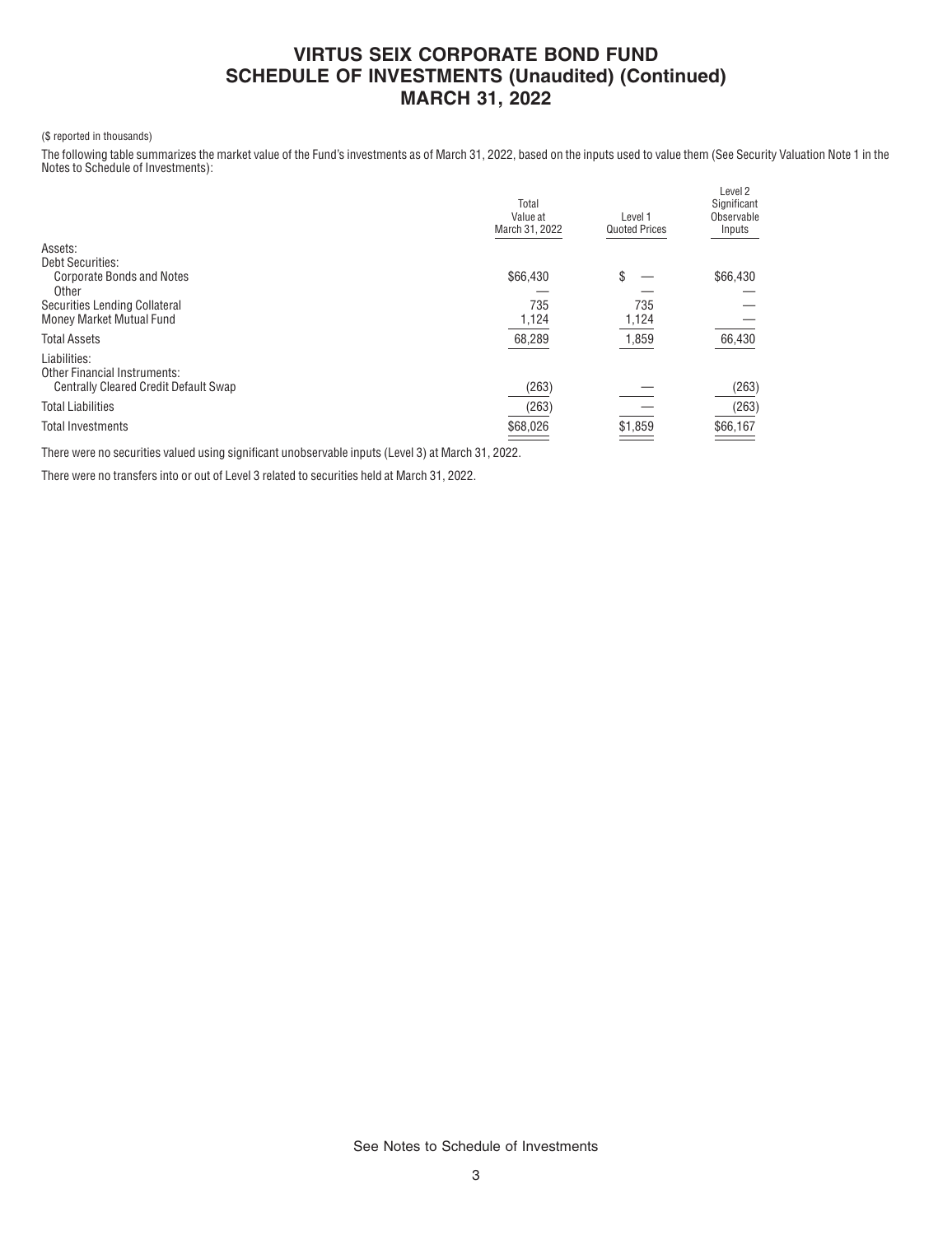# VIRTUS SEIX CORPORATE BOND FUND
# SCHEDULE OF INVESTMENTS (Unaudited) (Continued)
# MARCH 31, 2022

($ reported in thousands)

The following table summarizes the market value of the Fund's investments as of March 31, 2022, based on the inputs used to value them (See Security Valuation Note 1 in the Notes to Schedule of Investments):

| | Total Value at March 31, 2022 | Level 1 Quoted Prices | Level 2 Significant Observable Inputs |
|---|---|---|---|
| Assets: | | | |
| Debt Securities: | | | |
| Corporate Bonds and Notes | $66,430 | $ — | $66,430 |
| Other | — | — | — |
| Securities Lending Collateral | 735 | 735 | — |
| Money Market Mutual Fund | 1,124 | 1,124 | — |
| Total Assets | 68,289 | 1,859 | 66,430 |
| Liabilities: | | | |
| Other Financial Instruments: | | | |
| Centrally Cleared Credit Default Swap | (263) | — | (263) |
| Total Liabilities | (263) | — | (263) |
| Total Investments | $68,026 | $1,859 | $66,167 |

There were no securities valued using significant unobservable inputs (Level 3) at March 31, 2022.

There were no transfers into or out of Level 3 related to securities held at March 31, 2022.

See Notes to Schedule of Investments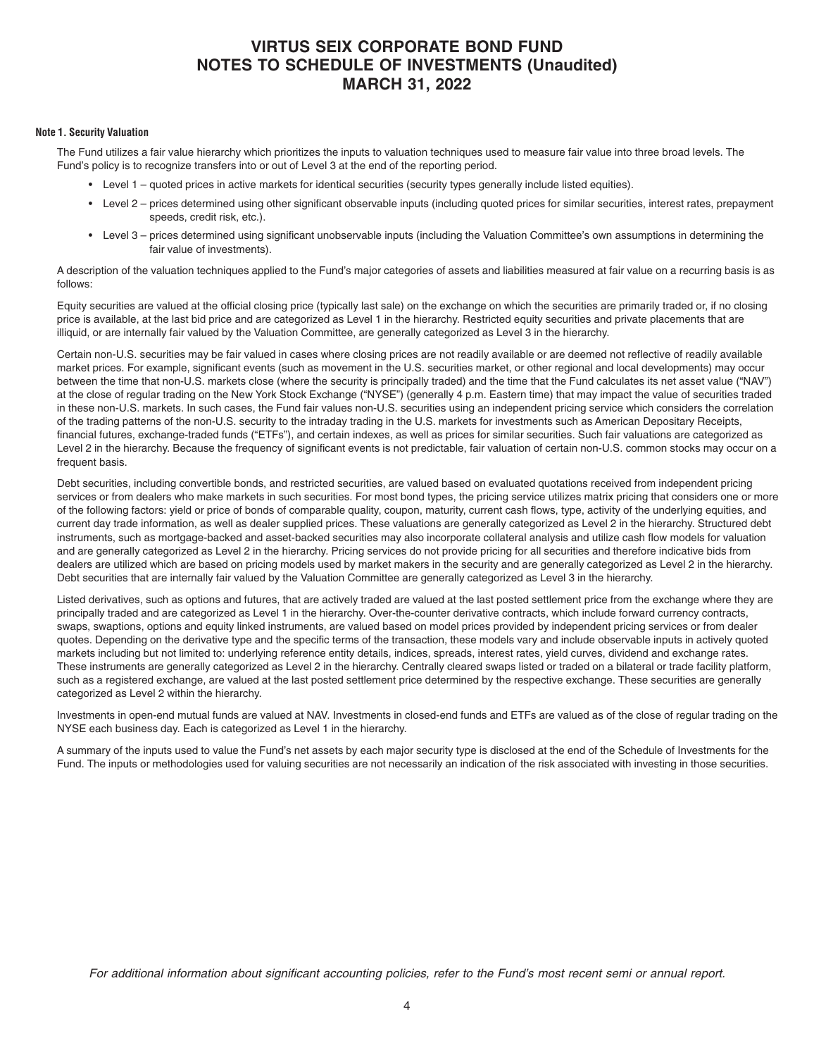# VIRTUS SEIX CORPORATE BOND FUND
# NOTES TO SCHEDULE OF INVESTMENTS (Unaudited)
# MARCH 31, 2022

**Note 1. Security Valuation**

The Fund utilizes a fair value hierarchy which prioritizes the inputs to valuation techniques used to measure fair value into three broad levels. The Fund's policy is to recognize transfers into or out of Level 3 at the end of the reporting period.

- Level 1 – quoted prices in active markets for identical securities (security types generally include listed equities).
- Level 2 – prices determined using other significant observable inputs (including quoted prices for similar securities, interest rates, prepayment speeds, credit risk, etc.).
- Level 3 – prices determined using significant unobservable inputs (including the Valuation Committee's own assumptions in determining the fair value of investments).

A description of the valuation techniques applied to the Fund's major categories of assets and liabilities measured at fair value on a recurring basis is as follows:

Equity securities are valued at the official closing price (typically last sale) on the exchange on which the securities are primarily traded or, if no closing price is available, at the last bid price and are categorized as Level 1 in the hierarchy. Restricted equity securities and private placements that are illiquid, or are internally fair valued by the Valuation Committee, are generally categorized as Level 3 in the hierarchy.

Certain non-U.S. securities may be fair valued in cases where closing prices are not readily available or are deemed not reflective of readily available market prices. For example, significant events (such as movement in the U.S. securities market, or other regional and local developments) may occur between the time that non-U.S. markets close (where the security is principally traded) and the time that the Fund calculates its net asset value ("NAV") at the close of regular trading on the New York Stock Exchange ("NYSE") (generally 4 p.m. Eastern time) that may impact the value of securities traded in these non-U.S. markets. In such cases, the Fund fair values non-U.S. securities using an independent pricing service which considers the correlation of the trading patterns of the non-U.S. security to the intraday trading in the U.S. markets for investments such as American Depositary Receipts, financial futures, exchange-traded funds ("ETFs"), and certain indexes, as well as prices for similar securities. Such fair valuations are categorized as Level 2 in the hierarchy. Because the frequency of significant events is not predictable, fair valuation of certain non-U.S. common stocks may occur on a frequent basis.

Debt securities, including convertible bonds, and restricted securities, are valued based on evaluated quotations received from independent pricing services or from dealers who make markets in such securities. For most bond types, the pricing service utilizes matrix pricing that considers one or more of the following factors: yield or price of bonds of comparable quality, coupon, maturity, current cash flows, type, activity of the underlying equities, and current day trade information, as well as dealer supplied prices. These valuations are generally categorized as Level 2 in the hierarchy. Structured debt instruments, such as mortgage-backed and asset-backed securities may also incorporate collateral analysis and utilize cash flow models for valuation and are generally categorized as Level 2 in the hierarchy. Pricing services do not provide pricing for all securities and therefore indicative bids from dealers are utilized which are based on pricing models used by market makers in the security and are generally categorized as Level 2 in the hierarchy. Debt securities that are internally fair valued by the Valuation Committee are generally categorized as Level 3 in the hierarchy.

Listed derivatives, such as options and futures, that are actively traded are valued at the last posted settlement price from the exchange where they are principally traded and are categorized as Level 1 in the hierarchy. Over-the-counter derivative contracts, which include forward currency contracts, swaps, swaptions, options and equity linked instruments, are valued based on model prices provided by independent pricing services or from dealer quotes. Depending on the derivative type and the specific terms of the transaction, these models vary and include observable inputs in actively quoted markets including but not limited to: underlying reference entity details, indices, spreads, interest rates, yield curves, dividend and exchange rates. These instruments are generally categorized as Level 2 in the hierarchy. Centrally cleared swaps listed or traded on a bilateral or trade facility platform, such as a registered exchange, are valued at the last posted settlement price determined by the respective exchange. These securities are generally categorized as Level 2 within the hierarchy.

Investments in open-end mutual funds are valued at NAV. Investments in closed-end funds and ETFs are valued as of the close of regular trading on the NYSE each business day. Each is categorized as Level 1 in the hierarchy.

A summary of the inputs used to value the Fund's net assets by each major security type is disclosed at the end of the Schedule of Investments for the Fund. The inputs or methodologies used for valuing securities are not necessarily an indication of the risk associated with investing in those securities.

*For additional information about significant accounting policies, refer to the Fund's most recent semi or annual report.*